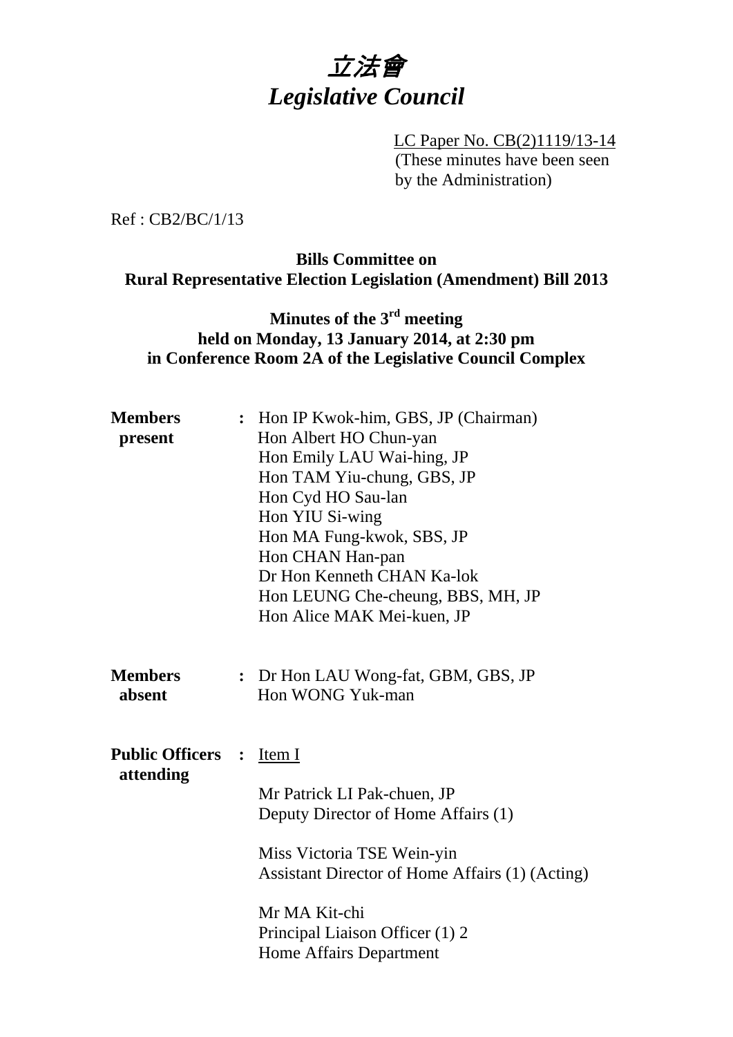# *立法會*
# *Legislative Council*

LC Paper No. CB(2)1119/13-14
(These minutes have been seen by the Administration)

Ref : CB2/BC/1/13

**Bills Committee on**
**Rural Representative Election Legislation (Amendment) Bill 2013**

**Minutes of the 3rd meeting**
**held on Monday, 13 January 2014, at 2:30 pm**
**in Conference Room 2A of the Legislative Council Complex**

**Members present** : Hon IP Kwok-him, GBS, JP (Chairman)
Hon Albert HO Chun-yan
Hon Emily LAU Wai-hing, JP
Hon TAM Yiu-chung, GBS, JP
Hon Cyd HO Sau-lan
Hon YIU Si-wing
Hon MA Fung-kwok, SBS, JP
Hon CHAN Han-pan
Dr Hon Kenneth CHAN Ka-lok
Hon LEUNG Che-cheung, BBS, MH, JP
Hon Alice MAK Mei-kuen, JP

**Members absent** : Dr Hon LAU Wong-fat, GBM, GBS, JP
Hon WONG Yuk-man

**Public Officers attending** : Item I

Mr Patrick LI Pak-chuen, JP
Deputy Director of Home Affairs (1)

Miss Victoria TSE Wein-yin
Assistant Director of Home Affairs (1) (Acting)

Mr MA Kit-chi
Principal Liaison Officer (1) 2
Home Affairs Department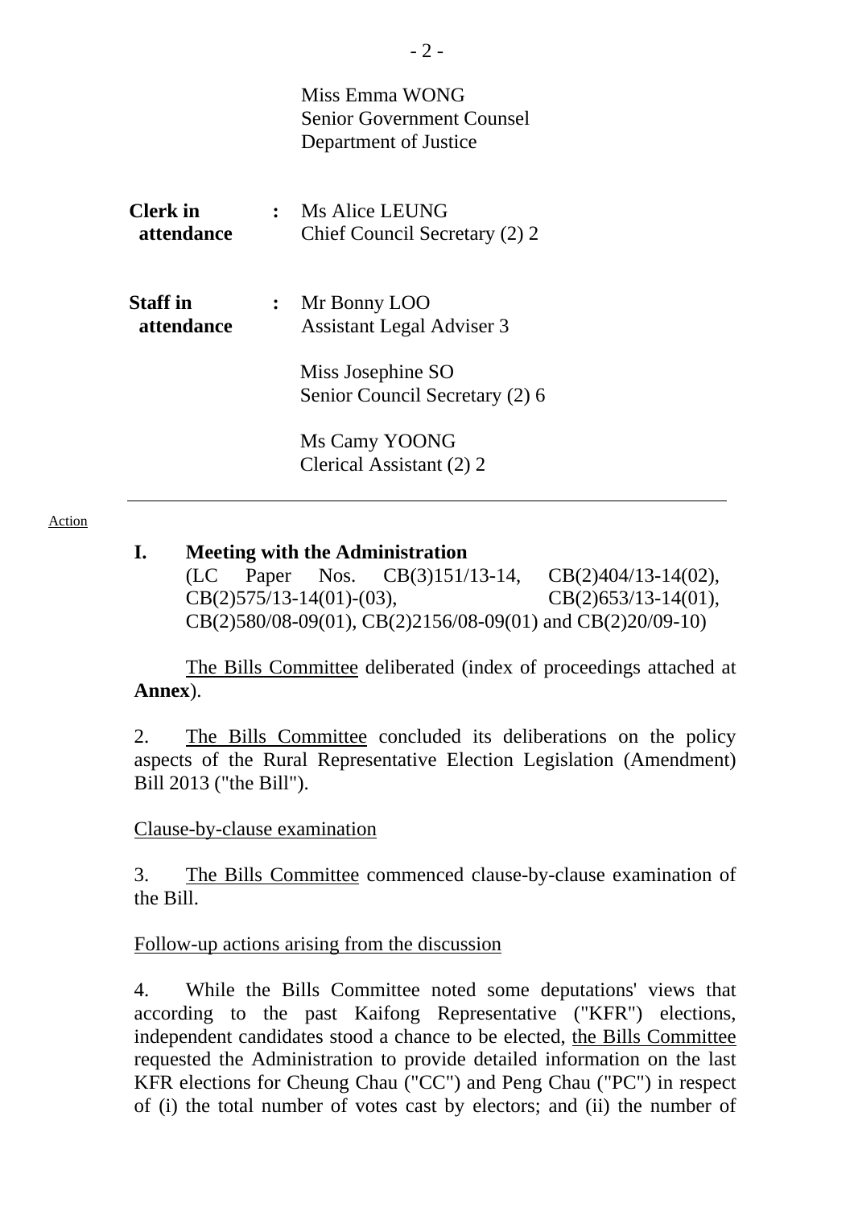Miss Emma WONG
Senior Government Counsel
Department of Justice

**Clerk in attendance** : Ms Alice LEUNG
Chief Council Secretary (2) 2

**Staff in attendance** : Mr Bonny LOO
Assistant Legal Adviser 3

Miss Josephine SO
Senior Council Secretary (2) 6

Ms Camy YOONG
Clerical Assistant (2) 2

---

Action

## I. Meeting with the Administration

(LC Paper Nos. CB(3)151/13-14, CB(2)404/13-14(02), CB(2)575/13-14(01)-(03), CB(2)653/13-14(01), CB(2)580/08-09(01), CB(2)2156/08-09(01) and CB(2)20/09-10)

The Bills Committee deliberated (index of proceedings attached at **Annex**).

2. The Bills Committee concluded its deliberations on the policy aspects of the Rural Representative Election Legislation (Amendment) Bill 2013 ("the Bill").

Clause-by-clause examination

3. The Bills Committee commenced clause-by-clause examination of the Bill.

Follow-up actions arising from the discussion

4. While the Bills Committee noted some deputations' views that according to the past Kaifong Representative ("KFR") elections, independent candidates stood a chance to be elected, the Bills Committee requested the Administration to provide detailed information on the last KFR elections for Cheung Chau ("CC") and Peng Chau ("PC") in respect of (i) the total number of votes cast by electors; and (ii) the number of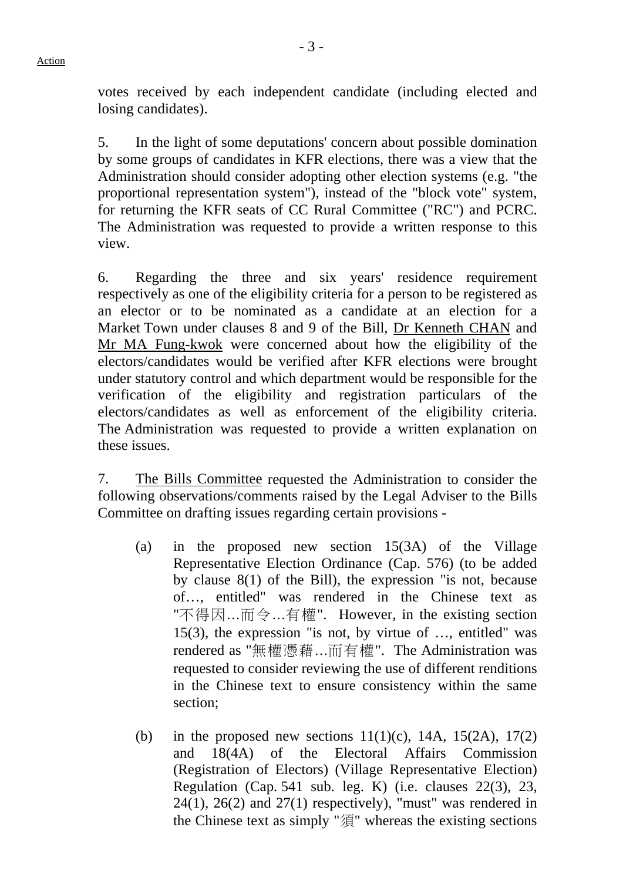votes received by each independent candidate (including elected and losing candidates).

5. In the light of some deputations' concern about possible domination by some groups of candidates in KFR elections, there was a view that the Administration should consider adopting other election systems (e.g. "the proportional representation system"), instead of the "block vote" system, for returning the KFR seats of CC Rural Committee ("RC") and PCRC. The Administration was requested to provide a written response to this view.

6. Regarding the three and six years' residence requirement respectively as one of the eligibility criteria for a person to be registered as an elector or to be nominated as a candidate at an election for a Market Town under clauses 8 and 9 of the Bill, Dr Kenneth CHAN and Mr MA Fung-kwok were concerned about how the eligibility of the electors/candidates would be verified after KFR elections were brought under statutory control and which department would be responsible for the verification of the eligibility and registration particulars of the electors/candidates as well as enforcement of the eligibility criteria. The Administration was requested to provide a written explanation on these issues.

7. The Bills Committee requested the Administration to consider the following observations/comments raised by the Legal Adviser to the Bills Committee on drafting issues regarding certain provisions -

(a) in the proposed new section 15(3A) of the Village Representative Election Ordinance (Cap. 576) (to be added by clause 8(1) of the Bill), the expression "is not, because of…, entitled" was rendered in the Chinese text as "不得因…而令…有權". However, in the existing section 15(3), the expression "is not, by virtue of …, entitled" was rendered as "無權憑藉…而有權". The Administration was requested to consider reviewing the use of different renditions in the Chinese text to ensure consistency within the same section;

(b) in the proposed new sections 11(1)(c), 14A, 15(2A), 17(2) and 18(4A) of the Electoral Affairs Commission (Registration of Electors) (Village Representative Election) Regulation (Cap. 541 sub. leg. K) (i.e. clauses 22(3), 23, 24(1), 26(2) and 27(1) respectively), "must" was rendered in the Chinese text as simply "須" whereas the existing sections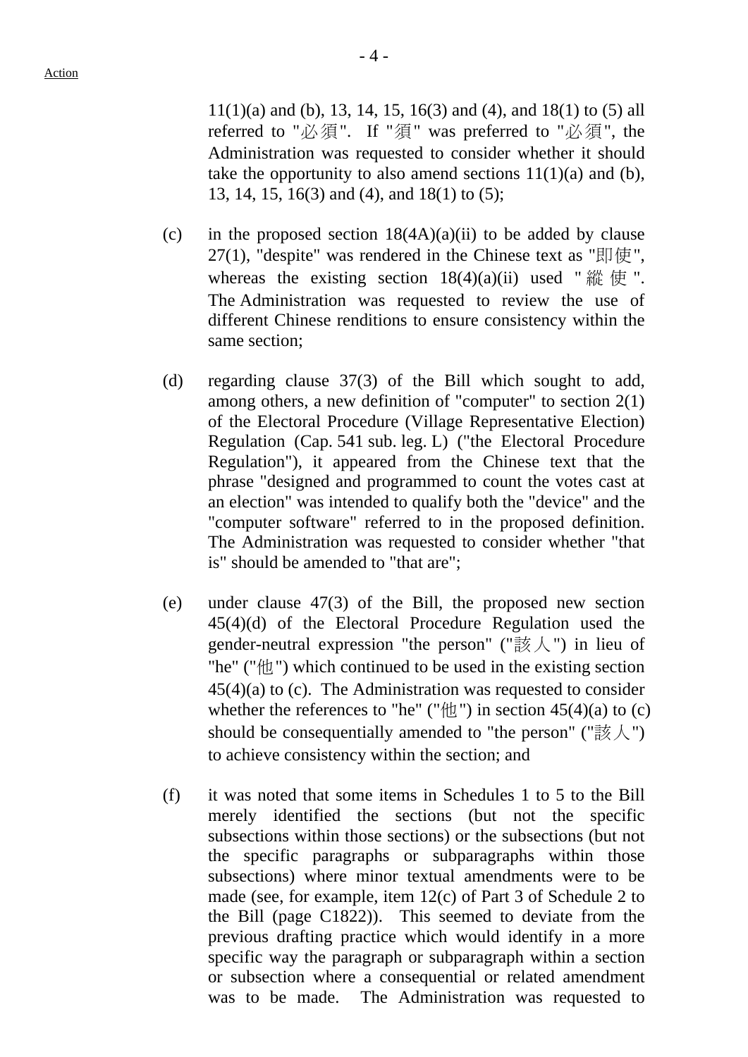Action

11(1)(a) and (b), 13, 14, 15, 16(3) and (4), and 18(1) to (5) all referred to "必須". If "須" was preferred to "必須", the Administration was requested to consider whether it should take the opportunity to also amend sections 11(1)(a) and (b), 13, 14, 15, 16(3) and (4), and 18(1) to (5);

(c) in the proposed section 18(4A)(a)(ii) to be added by clause 27(1), "despite" was rendered in the Chinese text as "即使", whereas the existing section 18(4)(a)(ii) used "縱使". The Administration was requested to review the use of different Chinese renditions to ensure consistency within the same section;

(d) regarding clause 37(3) of the Bill which sought to add, among others, a new definition of "computer" to section 2(1) of the Electoral Procedure (Village Representative Election) Regulation (Cap. 541 sub. leg. L) ("the Electoral Procedure Regulation"), it appeared from the Chinese text that the phrase "designed and programmed to count the votes cast at an election" was intended to qualify both the "device" and the "computer software" referred to in the proposed definition. The Administration was requested to consider whether "that is" should be amended to "that are";

(e) under clause 47(3) of the Bill, the proposed new section 45(4)(d) of the Electoral Procedure Regulation used the gender-neutral expression "the person" ("該人") in lieu of "he" ("他") which continued to be used in the existing section 45(4)(a) to (c). The Administration was requested to consider whether the references to "he" ("他") in section 45(4)(a) to (c) should be consequentially amended to "the person" ("該人") to achieve consistency within the section; and

(f) it was noted that some items in Schedules 1 to 5 to the Bill merely identified the sections (but not the specific subsections within those sections) or the subsections (but not the specific paragraphs or subparagraphs within those subsections) where minor textual amendments were to be made (see, for example, item 12(c) of Part 3 of Schedule 2 to the Bill (page C1822)). This seemed to deviate from the previous drafting practice which would identify in a more specific way the paragraph or subparagraph within a section or subsection where a consequential or related amendment was to be made. The Administration was requested to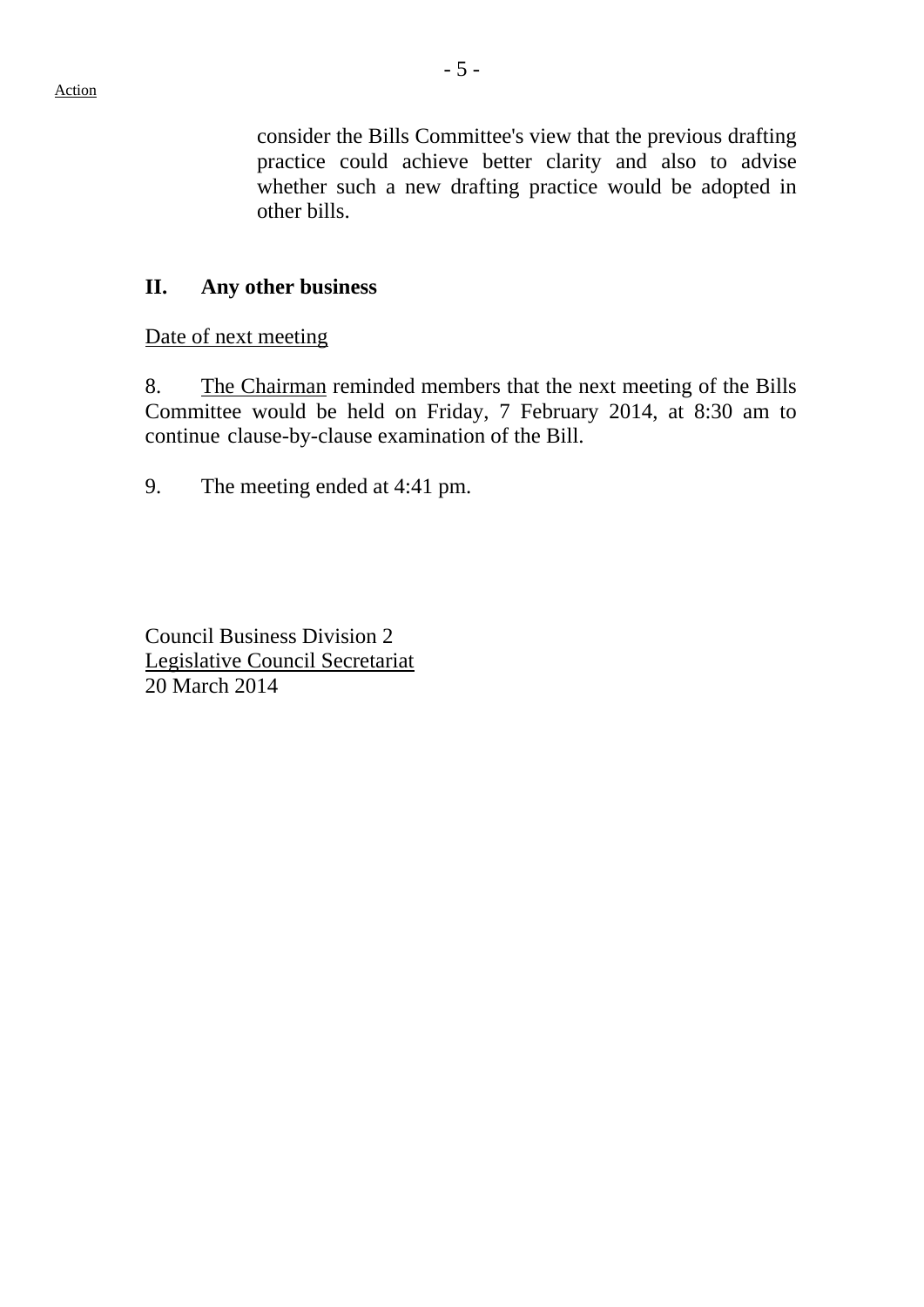Action

consider the Bills Committee's view that the previous drafting practice could achieve better clarity and also to advise whether such a new drafting practice would be adopted in other bills.

## II. Any other business

Date of next meeting

8. The Chairman reminded members that the next meeting of the Bills Committee would be held on Friday, 7 February 2014, at 8:30 am to continue clause-by-clause examination of the Bill.

9. The meeting ended at 4:41 pm.

Council Business Division 2
Legislative Council Secretariat
20 March 2014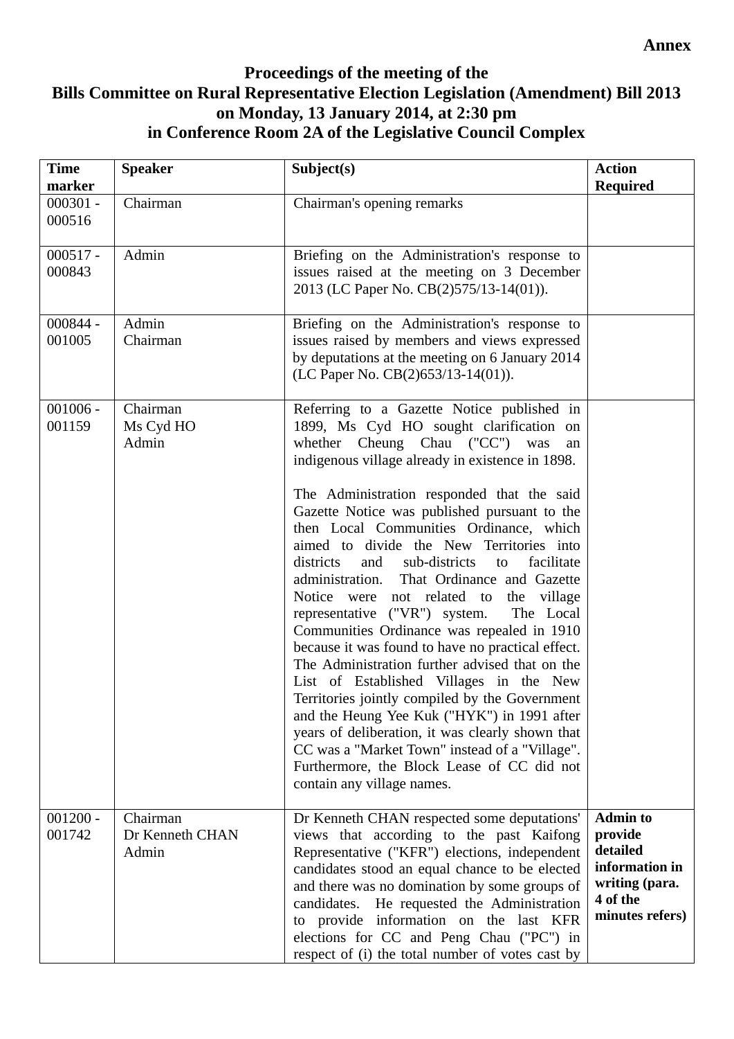**Annex**

**Proceedings of the meeting of the**
**Bills Committee on Rural Representative Election Legislation (Amendment) Bill 2013**
**on Monday, 13 January 2014, at 2:30 pm**
**in Conference Room 2A of the Legislative Council Complex**

| Time marker | Speaker | Subject(s) | Action Required |
|---|---|---|---|
| 000301 - 000516 | Chairman | Chairman's opening remarks | |
| 000517 - 000843 | Admin | Briefing on the Administration's response to issues raised at the meeting on 3 December 2013 (LC Paper No. CB(2)575/13-14(01)). | |
| 000844 - 001005 | Admin<br>Chairman | Briefing on the Administration's response to issues raised by members and views expressed by deputations at the meeting on 6 January 2014 (LC Paper No. CB(2)653/13-14(01)). | |
| 001006 - 001159 | Chairman<br>Ms Cyd HO<br>Admin | Referring to a Gazette Notice published in 1899, Ms Cyd HO sought clarification on whether Cheung Chau ("CC") was an indigenous village already in existence in 1898.<br><br>The Administration responded that the said Gazette Notice was published pursuant to the then Local Communities Ordinance, which aimed to divide the New Territories into districts and sub-districts to facilitate administration. That Ordinance and Gazette Notice were not related to the village representative ("VR") system. The Local Communities Ordinance was repealed in 1910 because it was found to have no practical effect. The Administration further advised that on the List of Established Villages in the New Territories jointly compiled by the Government and the Heung Yee Kuk ("HYK") in 1991 after years of deliberation, it was clearly shown that CC was a "Market Town" instead of a "Village". Furthermore, the Block Lease of CC did not contain any village names. | |
| 001200 - 001742 | Chairman<br>Dr Kenneth CHAN<br>Admin | Dr Kenneth CHAN respected some deputations' views that according to the past Kaifong Representative ("KFR") elections, independent candidates stood an equal chance to be elected and there was no domination by some groups of candidates. He requested the Administration to provide information on the last KFR elections for CC and Peng Chau ("PC") in respect of (i) the total number of votes cast by | **Admin to provide detailed information in writing (para. 4 of the minutes refers)** |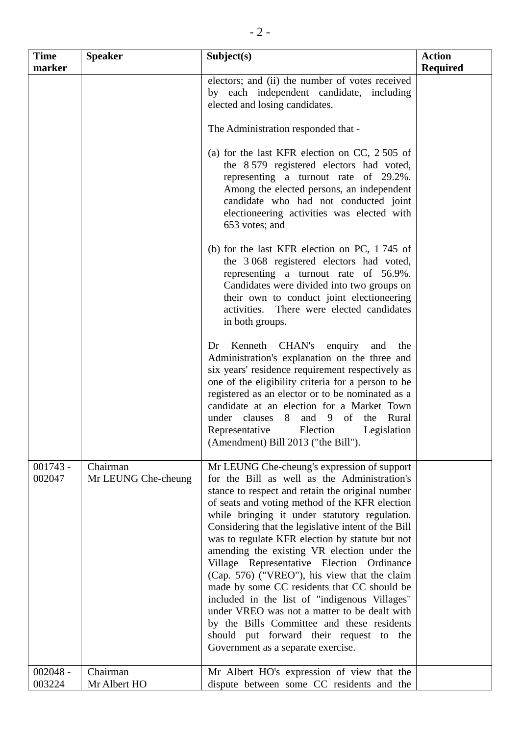| Time marker | Speaker | Subject(s) | Action Required |
|---|---|---|---|
| | | electors; and (ii) the number of votes received by each independent candidate, including elected and losing candidates.<br><br>The Administration responded that -<br><br>(a) for the last KFR election on CC, 2 505 of the 8 579 registered electors had voted, representing a turnout rate of 29.2%. Among the elected persons, an independent candidate who had not conducted joint electioneering activities was elected with 653 votes; and<br><br>(b) for the last KFR election on PC, 1 745 of the 3 068 registered electors had voted, representing a turnout rate of 56.9%. Candidates were divided into two groups on their own to conduct joint electioneering activities. There were elected candidates in both groups.<br><br>Dr Kenneth CHAN's enquiry and the Administration's explanation on the three and six years' residence requirement respectively as one of the eligibility criteria for a person to be registered as an elector or to be nominated as a candidate at an election for a Market Town under clauses 8 and 9 of the Rural Representative Election Legislation (Amendment) Bill 2013 ("the Bill"). | |
| 001743 - 002047 | Chairman<br>Mr LEUNG Che-cheung | Mr LEUNG Che-cheung's expression of support for the Bill as well as the Administration's stance to respect and retain the original number of seats and voting method of the KFR election while bringing it under statutory regulation. Considering that the legislative intent of the Bill was to regulate KFR election by statute but not amending the existing VR election under the Village Representative Election Ordinance (Cap. 576) ("VREO"), his view that the claim made by some CC residents that CC should be included in the list of "indigenous Villages" under VREO was not a matter to be dealt with by the Bills Committee and these residents should put forward their request to the Government as a separate exercise. | |
| 002048 - 003224 | Chairman<br>Mr Albert HO | Mr Albert HO's expression of view that the dispute between some CC residents and the | |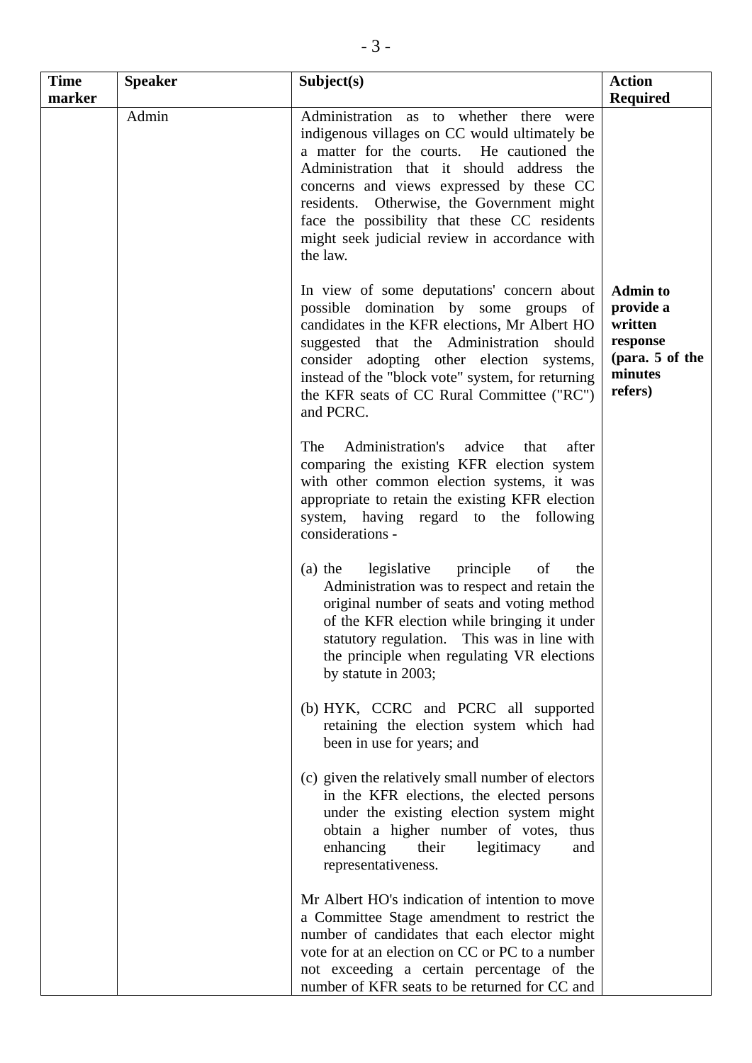| Time marker | Speaker | Subject(s) | Action Required |
|---|---|---|---|
| | Admin | Administration as to whether there were indigenous villages on CC would ultimately be a matter for the courts. He cautioned the Administration that it should address the concerns and views expressed by these CC residents. Otherwise, the Government might face the possibility that these CC residents might seek judicial review in accordance with the law. | |
| | | In view of some deputations' concern about possible domination by some groups of candidates in the KFR elections, Mr Albert HO suggested that the Administration should consider adopting other election systems, instead of the "block vote" system, for returning the KFR seats of CC Rural Committee ("RC") and PCRC. | **Admin to provide a written response (para. 5 of the minutes refers)** |
| | | The Administration's advice that after comparing the existing KFR election system with other common election systems, it was appropriate to retain the existing KFR election system, having regard to the following considerations -<br><br>(a) the legislative principle of the Administration was to respect and retain the original number of seats and voting method of the KFR election while bringing it under statutory regulation. This was in line with the principle when regulating VR elections by statute in 2003;<br><br>(b) HYK, CCRC and PCRC all supported retaining the election system which had been in use for years; and<br><br>(c) given the relatively small number of electors in the KFR elections, the elected persons under the existing election system might obtain a higher number of votes, thus enhancing their legitimacy and representativeness. | |
| | | Mr Albert HO's indication of intention to move a Committee Stage amendment to restrict the number of candidates that each elector might vote for at an election on CC or PC to a number not exceeding a certain percentage of the number of KFR seats to be returned for CC and | |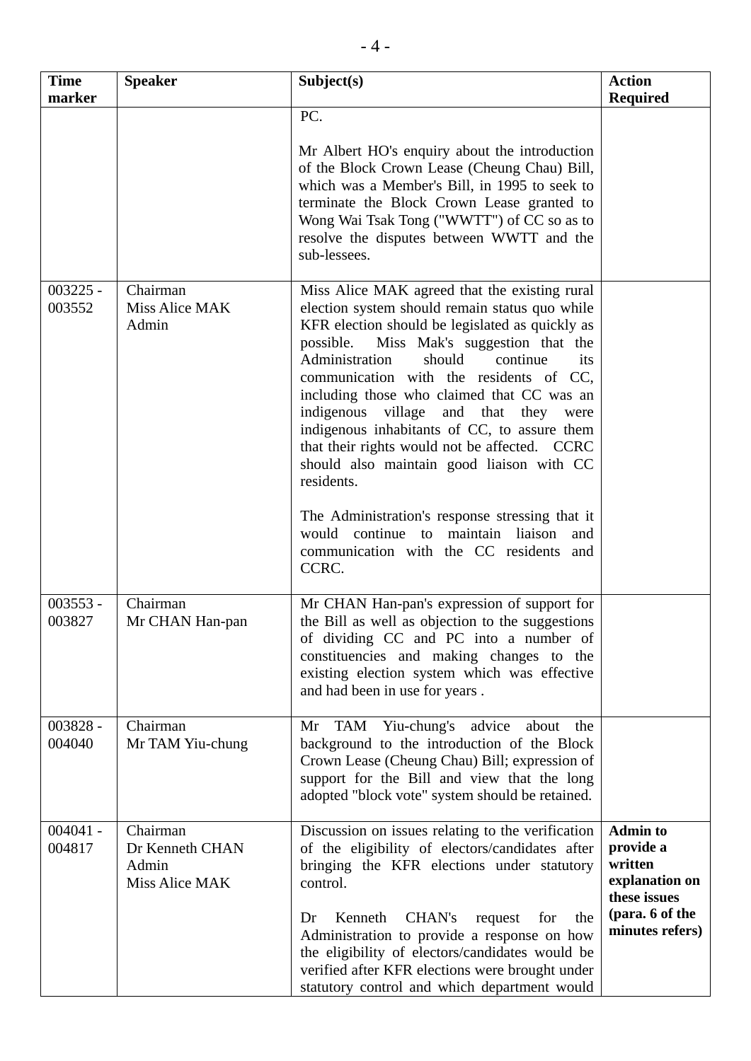| Time marker | Speaker | Subject(s) | Action Required |
|---|---|---|---|
| | | PC.<br><br>Mr Albert HO's enquiry about the introduction of the Block Crown Lease (Cheung Chau) Bill, which was a Member's Bill, in 1995 to seek to terminate the Block Crown Lease granted to Wong Wai Tsak Tong ("WWTT") of CC so as to resolve the disputes between WWTT and the sub-lessees. | |
| 003225 - 003552 | Chairman<br>Miss Alice MAK<br>Admin | Miss Alice MAK agreed that the existing rural election system should remain status quo while KFR election should be legislated as quickly as possible. Miss Mak's suggestion that the Administration should continue its communication with the residents of CC, including those who claimed that CC was an indigenous village and that they were indigenous inhabitants of CC, to assure them that their rights would not be affected. CCRC should also maintain good liaison with CC residents.<br><br>The Administration's response stressing that it would continue to maintain liaison and communication with the CC residents and CCRC. | |
| 003553 - 003827 | Chairman<br>Mr CHAN Han-pan | Mr CHAN Han-pan's expression of support for the Bill as well as objection to the suggestions of dividing CC and PC into a number of constituencies and making changes to the existing election system which was effective and had been in use for years . | |
| 003828 - 004040 | Chairman<br>Mr TAM Yiu-chung | Mr TAM Yiu-chung's advice about the background to the introduction of the Block Crown Lease (Cheung Chau) Bill; expression of support for the Bill and view that the long adopted "block vote" system should be retained. | |
| 004041 - 004817 | Chairman<br>Dr Kenneth CHAN<br>Admin<br>Miss Alice MAK | Discussion on issues relating to the verification of the eligibility of electors/candidates after bringing the KFR elections under statutory control.<br><br>Dr Kenneth CHAN's request for the Administration to provide a response on how the eligibility of electors/candidates would be verified after KFR elections were brought under statutory control and which department would | **Admin to provide a written explanation on these issues (para. 6 of the minutes refers)** |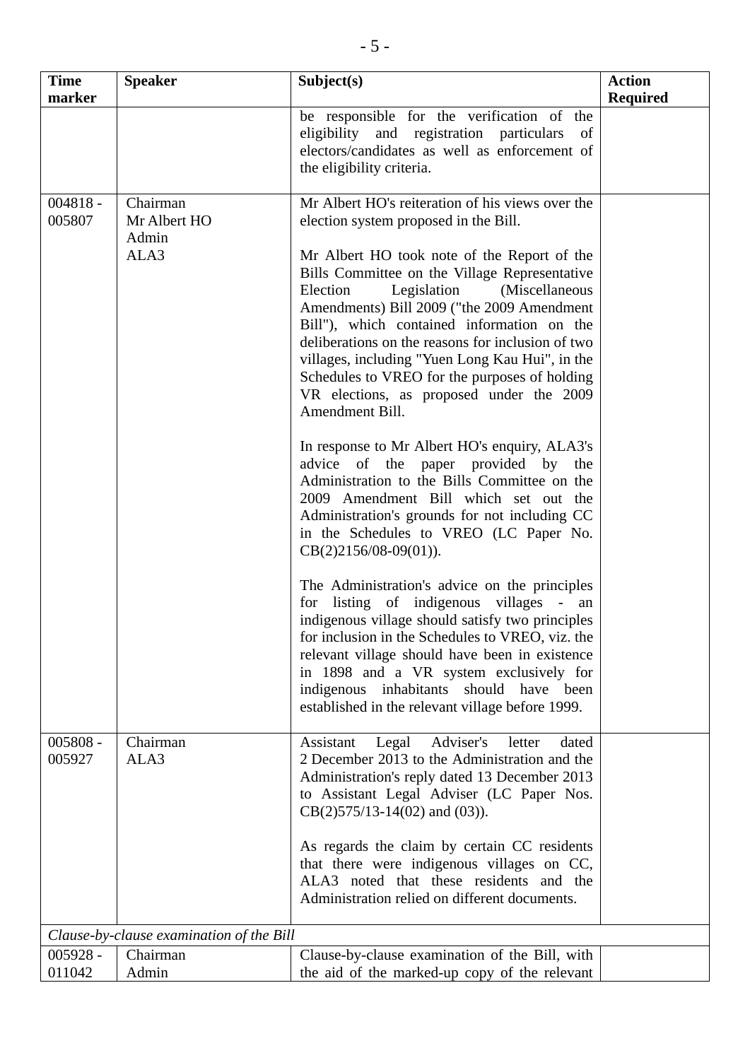| Time marker | Speaker | Subject(s) | Action Required |
|---|---|---|---|
| | | be responsible for the verification of the eligibility and registration particulars of electors/candidates as well as enforcement of the eligibility criteria. | |
| 004818 - 005807 | Chairman<br>Mr Albert HO<br>Admin<br>ALA3 | Mr Albert HO's reiteration of his views over the election system proposed in the Bill.<br><br>Mr Albert HO took note of the Report of the Bills Committee on the Village Representative Election Legislation (Miscellaneous Amendments) Bill 2009 ("the 2009 Amendment Bill"), which contained information on the deliberations on the reasons for inclusion of two villages, including "Yuen Long Kau Hui", in the Schedules to VREO for the purposes of holding VR elections, as proposed under the 2009 Amendment Bill.<br><br>In response to Mr Albert HO's enquiry, ALA3's advice of the paper provided by the Administration to the Bills Committee on the 2009 Amendment Bill which set out the Administration's grounds for not including CC in the Schedules to VREO (LC Paper No. CB(2)2156/08-09(01)).<br><br>The Administration's advice on the principles for listing of indigenous villages - an indigenous village should satisfy two principles for inclusion in the Schedules to VREO, viz. the relevant village should have been in existence in 1898 and a VR system exclusively for indigenous inhabitants should have been established in the relevant village before 1999. | |
| 005808 - 005927 | Chairman<br>ALA3 | Assistant Legal Adviser's letter dated 2 December 2013 to the Administration and the Administration's reply dated 13 December 2013 to Assistant Legal Adviser (LC Paper Nos. CB(2)575/13-14(02) and (03)).<br><br>As regards the claim by certain CC residents that there were indigenous villages on CC, ALA3 noted that these residents and the Administration relied on different documents. | |
| *Clause-by-clause examination of the Bill* | | | |
| 005928 - 011042 | Chairman<br>Admin | Clause-by-clause examination of the Bill, with the aid of the marked-up copy of the relevant | |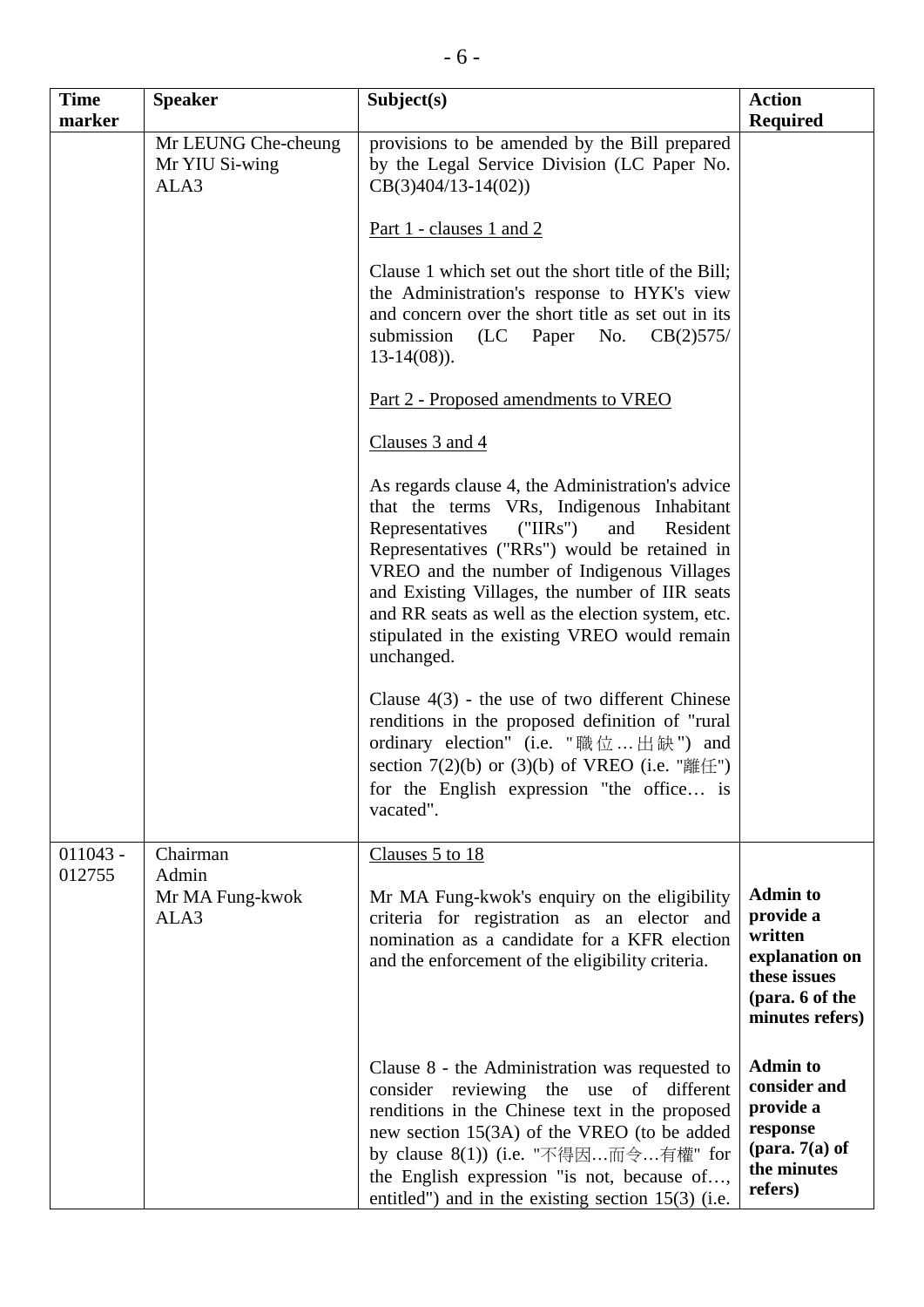| Time marker | Speaker | Subject(s) | Action Required |
|---|---|---|---|
| | Mr LEUNG Che-cheung<br>Mr YIU Si-wing<br>ALA3 | provisions to be amended by the Bill prepared by the Legal Service Division (LC Paper No. CB(3)404/13-14(02))<br><br><u>Part 1 - clauses 1 and 2</u><br><br>Clause 1 which set out the short title of the Bill; the Administration's response to HYK's view and concern over the short title as set out in its submission (LC Paper No. CB(2)575/ 13-14(08)).<br><br><u>Part 2 - Proposed amendments to VREO</u><br><br><u>Clauses 3 and 4</u><br><br>As regards clause 4, the Administration's advice that the terms VRs, Indigenous Inhabitant Representatives ("IIRs") and Resident Representatives ("RRs") would be retained in VREO and the number of Indigenous Villages and Existing Villages, the number of IIR seats and RR seats as well as the election system, etc. stipulated in the existing VREO would remain unchanged.<br><br>Clause 4(3) - the use of two different Chinese renditions in the proposed definition of "rural ordinary election" (i.e. "職位…出缺") and section 7(2)(b) or (3)(b) of VREO (i.e. "離任") for the English expression "the office… is vacated". | |
| 011043 - 012755 | Chairman<br>Admin<br>Mr MA Fung-kwok<br>ALA3 | <u>Clauses 5 to 18</u><br><br>Mr MA Fung-kwok's enquiry on the eligibility criteria for registration as an elector and nomination as a candidate for a KFR election and the enforcement of the eligibility criteria.<br><br>Clause 8 - the Administration was requested to consider reviewing the use of different renditions in the Chinese text in the proposed new section 15(3A) of the VREO (to be added by clause 8(1)) (i.e. "不得因…而令…有權" for the English expression "is not, because of…, entitled") and in the existing section 15(3) (i.e. | **Admin to provide a written explanation on these issues (para. 6 of the minutes refers)**<br><br>**Admin to consider and provide a response (para. 7(a) of the minutes refers)** |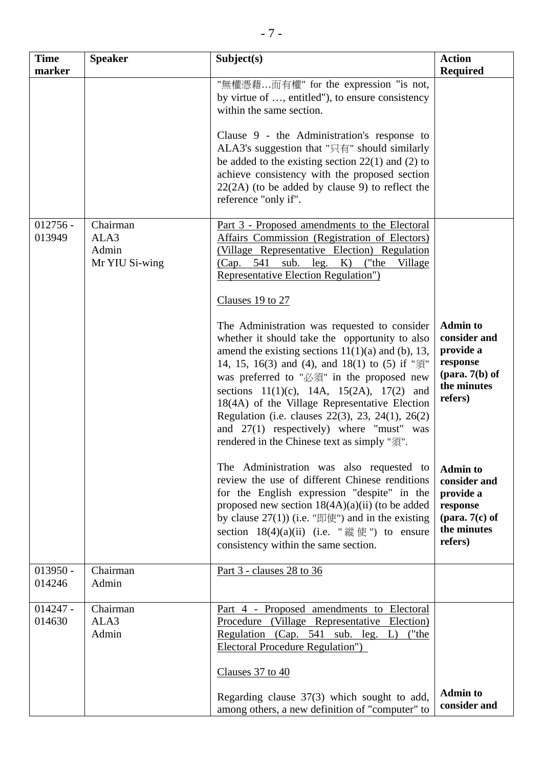| Time marker | Speaker | Subject(s) | Action Required |
|---|---|---|---|
| | | "無權憑藉…而有權" for the expression "is not, by virtue of …, entitled"), to ensure consistency within the same section.<br><br>Clause 9 - the Administration's response to ALA3's suggestion that "只有" should similarly be added to the existing section 22(1) and (2) to achieve consistency with the proposed section 22(2A) (to be added by clause 9) to reflect the reference "only if". | |
| 012756 - 013949 | Chairman<br>ALA3<br>Admin<br>Mr YIU Si-wing | Part 3 - Proposed amendments to the Electoral Affairs Commission (Registration of Electors) (Village Representative Election) Regulation (Cap. 541 sub. leg. K) ("the Village Representative Election Regulation")<br><br>Clauses 19 to 27<br><br>The Administration was requested to consider whether it should take the opportunity to also amend the existing sections 11(1)(a) and (b), 13, 14, 15, 16(3) and (4), and 18(1) to (5) if "須" was preferred to "必須" in the proposed new sections 11(1)(c), 14A, 15(2A), 17(2) and 18(4A) of the Village Representative Election Regulation (i.e. clauses 22(3), 23, 24(1), 26(2) and 27(1) respectively) where "must" was rendered in the Chinese text as simply "須".<br><br>The Administration was also requested to review the use of different Chinese renditions for the English expression "despite" in the proposed new section 18(4A)(a)(ii) (to be added by clause 27(1)) (i.e. "即使") and in the existing section 18(4)(a)(ii) (i.e. "縱使") to ensure consistency within the same section. | **Admin to consider and provide a response (para. 7(b) of the minutes refers)**<br><br>**Admin to consider and provide a response (para. 7(c) of the minutes refers)** |
| 013950 - 014246 | Chairman<br>Admin | Part 3 - clauses 28 to 36 | |
| 014247 - 014630 | Chairman<br>ALA3<br>Admin | Part 4 - Proposed amendments to Electoral Procedure (Village Representative Election) Regulation (Cap. 541 sub. leg. L) ("the Electoral Procedure Regulation")<br><br>Clauses 37 to 40<br><br>Regarding clause 37(3) which sought to add, among others, a new definition of "computer" to | **Admin to consider and** |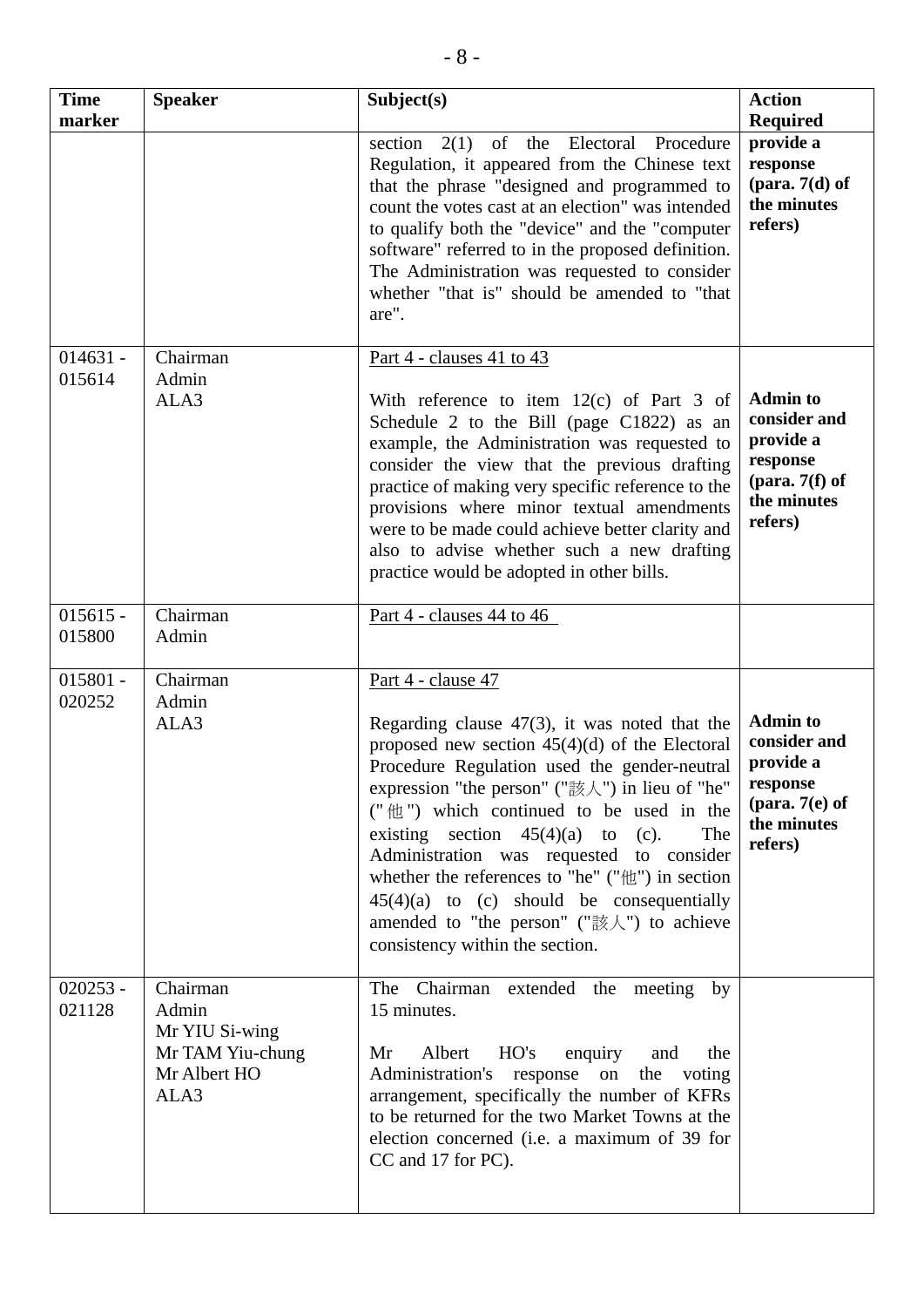| Time marker | Speaker | Subject(s) | Action Required |
|---|---|---|---|
| | | section 2(1) of the Electoral Procedure Regulation, it appeared from the Chinese text that the phrase "designed and programmed to count the votes cast at an election" was intended to qualify both the "device" and the "computer software" referred to in the proposed definition. The Administration was requested to consider whether "that is" should be amended to "that are". | **provide a response (para. 7(d) of the minutes refers)** |
| 014631 - 015614 | Chairman<br>Admin<br>ALA3 | Part 4 - clauses 41 to 43<br><br>With reference to item 12(c) of Part 3 of Schedule 2 to the Bill (page C1822) as an example, the Administration was requested to consider the view that the previous drafting practice of making very specific reference to the provisions where minor textual amendments were to be made could achieve better clarity and also to advise whether such a new drafting practice would be adopted in other bills. | **Admin to consider and provide a response (para. 7(f) of the minutes refers)** |
| 015615 - 015800 | Chairman<br>Admin | Part 4 - clauses 44 to 46 | |
| 015801 - 020252 | Chairman<br>Admin<br>ALA3 | Part 4 - clause 47<br><br>Regarding clause 47(3), it was noted that the proposed new section 45(4)(d) of the Electoral Procedure Regulation used the gender-neutral expression "the person" ("該人") in lieu of "he" ("他") which continued to be used in the existing section 45(4)(a) to (c). The Administration was requested to consider whether the references to "he" ("他") in section 45(4)(a) to (c) should be consequentially amended to "the person" ("該人") to achieve consistency within the section. | **Admin to consider and provide a response (para. 7(e) of the minutes refers)** |
| 020253 - 021128 | Chairman<br>Admin<br>Mr YIU Si-wing<br>Mr TAM Yiu-chung<br>Mr Albert HO<br>ALA3 | The Chairman extended the meeting by 15 minutes.<br><br>Mr Albert HO's enquiry and the Administration's response on the voting arrangement, specifically the number of KFRs to be returned for the two Market Towns at the election concerned (i.e. a maximum of 39 for CC and 17 for PC). | |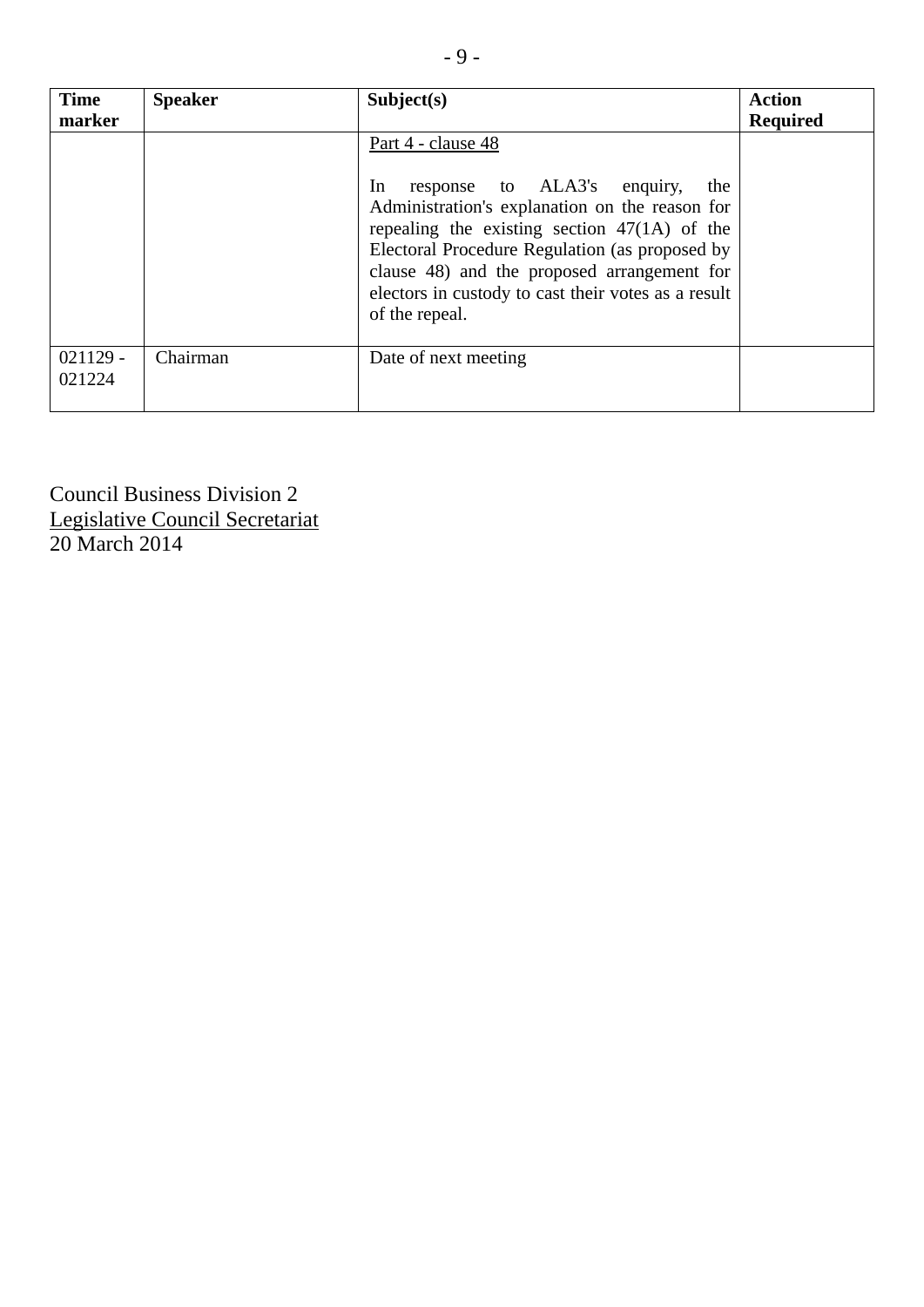| Time marker | Speaker | Subject(s) | Action Required |
|---|---|---|---|
| | | Part 4 - clause 48<br><br>In response to ALA3's enquiry, the Administration's explanation on the reason for repealing the existing section 47(1A) of the Electoral Procedure Regulation (as proposed by clause 48) and the proposed arrangement for electors in custody to cast their votes as a result of the repeal. | |
| 021129 - 021224 | Chairman | Date of next meeting | |

Council Business Division 2
Legislative Council Secretariat
20 March 2014